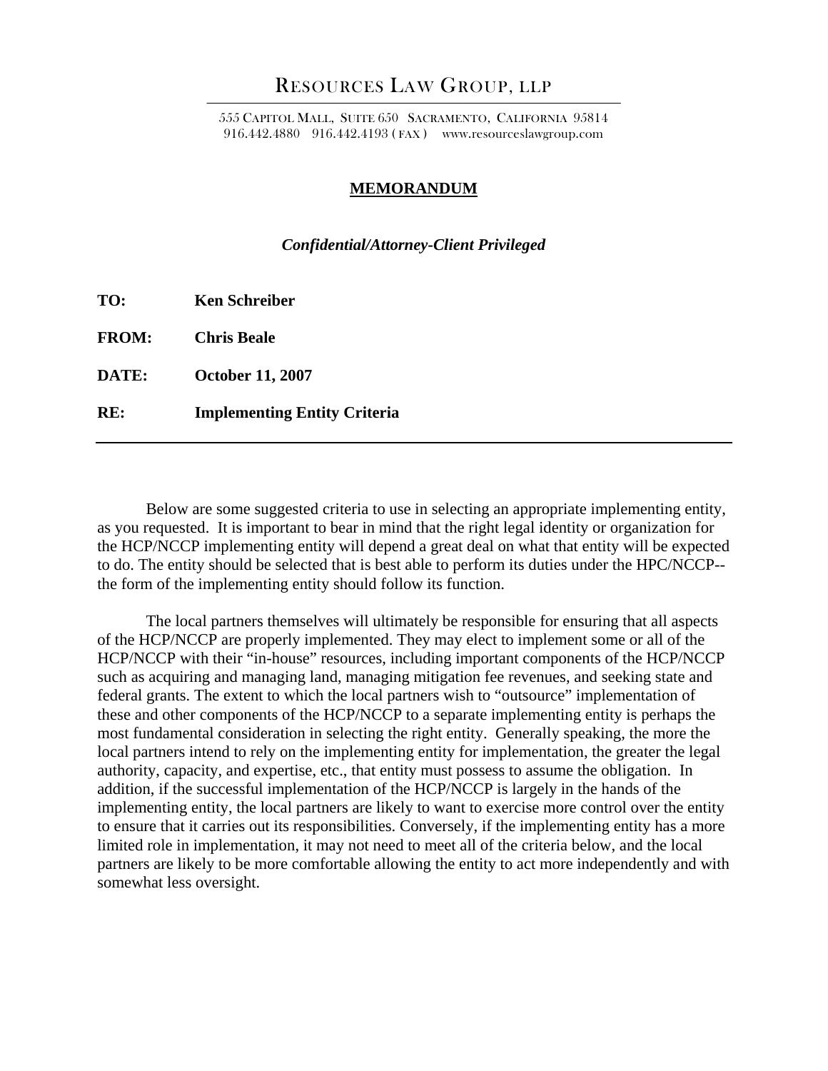# RESOURCES LAW GROUP, LLP

555 CAPITOL MALL, SUITE 650 SACRAMENTO, CALIFORNIA 95814
916.442.4880 916.442.4193 ( FAX ) www.resourceslawgroup.com

## MEMORANDUM

***Confidential/Attorney-Client Privileged***

**TO:** **Ken Schreiber**

**FROM:** **Chris Beale**

**DATE:** **October 11, 2007**

**RE:** **Implementing Entity Criteria**

---

Below are some suggested criteria to use in selecting an appropriate implementing entity, as you requested. It is important to bear in mind that the right legal identity or organization for the HCP/NCCP implementing entity will depend a great deal on what that entity will be expected to do. The entity should be selected that is best able to perform its duties under the HPC/NCCP--the form of the implementing entity should follow its function.

The local partners themselves will ultimately be responsible for ensuring that all aspects of the HCP/NCCP are properly implemented. They may elect to implement some or all of the HCP/NCCP with their "in-house" resources, including important components of the HCP/NCCP such as acquiring and managing land, managing mitigation fee revenues, and seeking state and federal grants. The extent to which the local partners wish to "outsource" implementation of these and other components of the HCP/NCCP to a separate implementing entity is perhaps the most fundamental consideration in selecting the right entity. Generally speaking, the more the local partners intend to rely on the implementing entity for implementation, the greater the legal authority, capacity, and expertise, etc., that entity must possess to assume the obligation. In addition, if the successful implementation of the HCP/NCCP is largely in the hands of the implementing entity, the local partners are likely to want to exercise more control over the entity to ensure that it carries out its responsibilities. Conversely, if the implementing entity has a more limited role in implementation, it may not need to meet all of the criteria below, and the local partners are likely to be more comfortable allowing the entity to act more independently and with somewhat less oversight.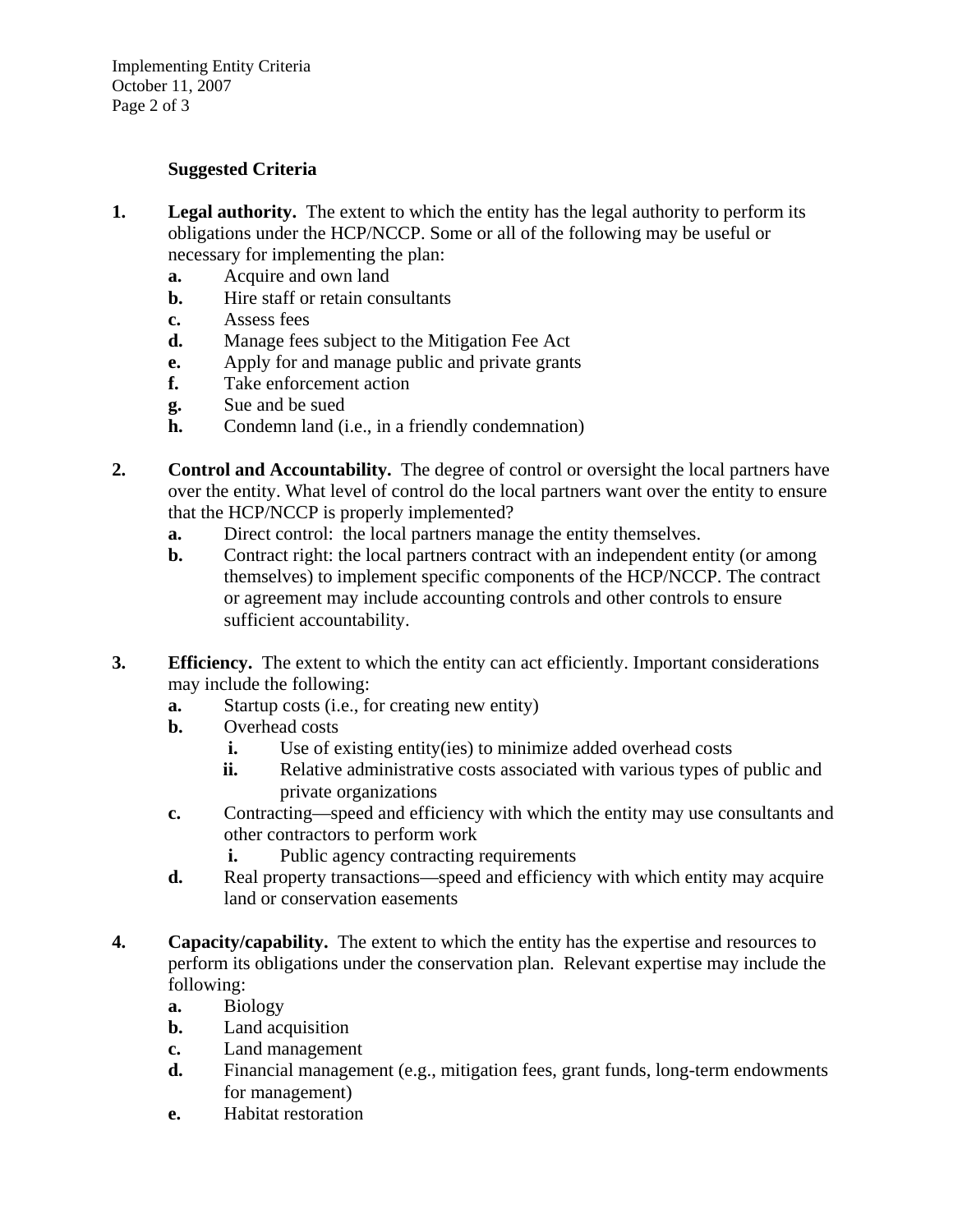**Suggested Criteria**

1. **Legal authority.** The extent to which the entity has the legal authority to perform its obligations under the HCP/NCCP. Some or all of the following may be useful or necessary for implementing the plan:
   - **a.** Acquire and own land
   - **b.** Hire staff or retain consultants
   - **c.** Assess fees
   - **d.** Manage fees subject to the Mitigation Fee Act
   - **e.** Apply for and manage public and private grants
   - **f.** Take enforcement action
   - **g.** Sue and be sued
   - **h.** Condemn land (i.e., in a friendly condemnation)

2. **Control and Accountability.** The degree of control or oversight the local partners have over the entity. What level of control do the local partners want over the entity to ensure that the HCP/NCCP is properly implemented?
   - **a.** Direct control: the local partners manage the entity themselves.
   - **b.** Contract right: the local partners contract with an independent entity (or among themselves) to implement specific components of the HCP/NCCP. The contract or agreement may include accounting controls and other controls to ensure sufficient accountability.

3. **Efficiency.** The extent to which the entity can act efficiently. Important considerations may include the following:
   - **a.** Startup costs (i.e., for creating new entity)
   - **b.** Overhead costs
     - **i.** Use of existing entity(ies) to minimize added overhead costs
     - **ii.** Relative administrative costs associated with various types of public and private organizations
   - **c.** Contracting—speed and efficiency with which the entity may use consultants and other contractors to perform work
     - **i.** Public agency contracting requirements
   - **d.** Real property transactions—speed and efficiency with which entity may acquire land or conservation easements

4. **Capacity/capability.** The extent to which the entity has the expertise and resources to perform its obligations under the conservation plan. Relevant expertise may include the following:
   - **a.** Biology
   - **b.** Land acquisition
   - **c.** Land management
   - **d.** Financial management (e.g., mitigation fees, grant funds, long-term endowments for management)
   - **e.** Habitat restoration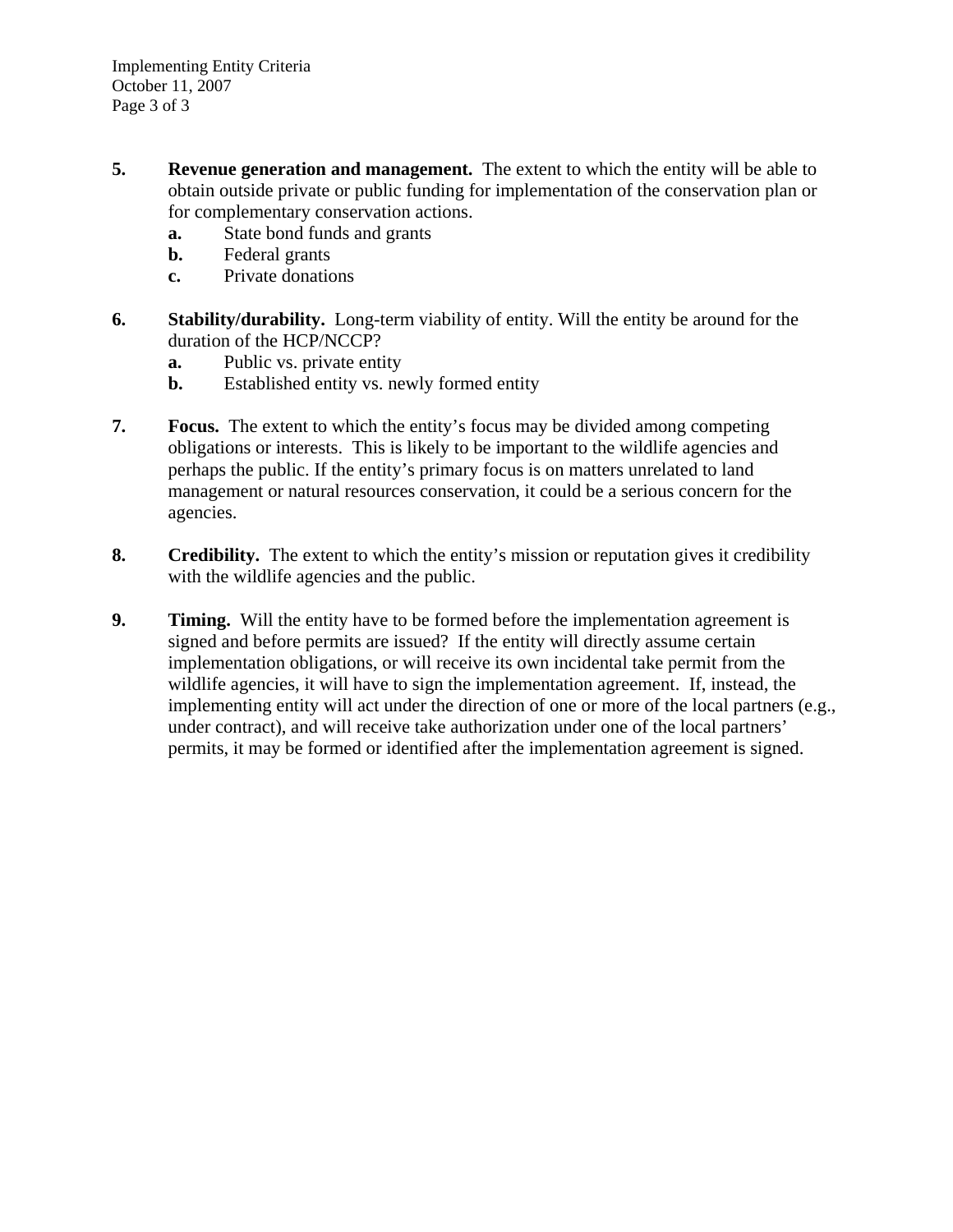5. **Revenue generation and management.** The extent to which the entity will be able to obtain outside private or public funding for implementation of the conservation plan or for complementary conservation actions.
   - **a.** State bond funds and grants
   - **b.** Federal grants
   - **c.** Private donations

6. **Stability/durability.** Long-term viability of entity. Will the entity be around for the duration of the HCP/NCCP?
   - **a.** Public vs. private entity
   - **b.** Established entity vs. newly formed entity

7. **Focus.** The extent to which the entity's focus may be divided among competing obligations or interests. This is likely to be important to the wildlife agencies and perhaps the public. If the entity's primary focus is on matters unrelated to land management or natural resources conservation, it could be a serious concern for the agencies.

8. **Credibility.** The extent to which the entity's mission or reputation gives it credibility with the wildlife agencies and the public.

9. **Timing.** Will the entity have to be formed before the implementation agreement is signed and before permits are issued? If the entity will directly assume certain implementation obligations, or will receive its own incidental take permit from the wildlife agencies, it will have to sign the implementation agreement. If, instead, the implementing entity will act under the direction of one or more of the local partners (e.g., under contract), and will receive take authorization under one of the local partners' permits, it may be formed or identified after the implementation agreement is signed.